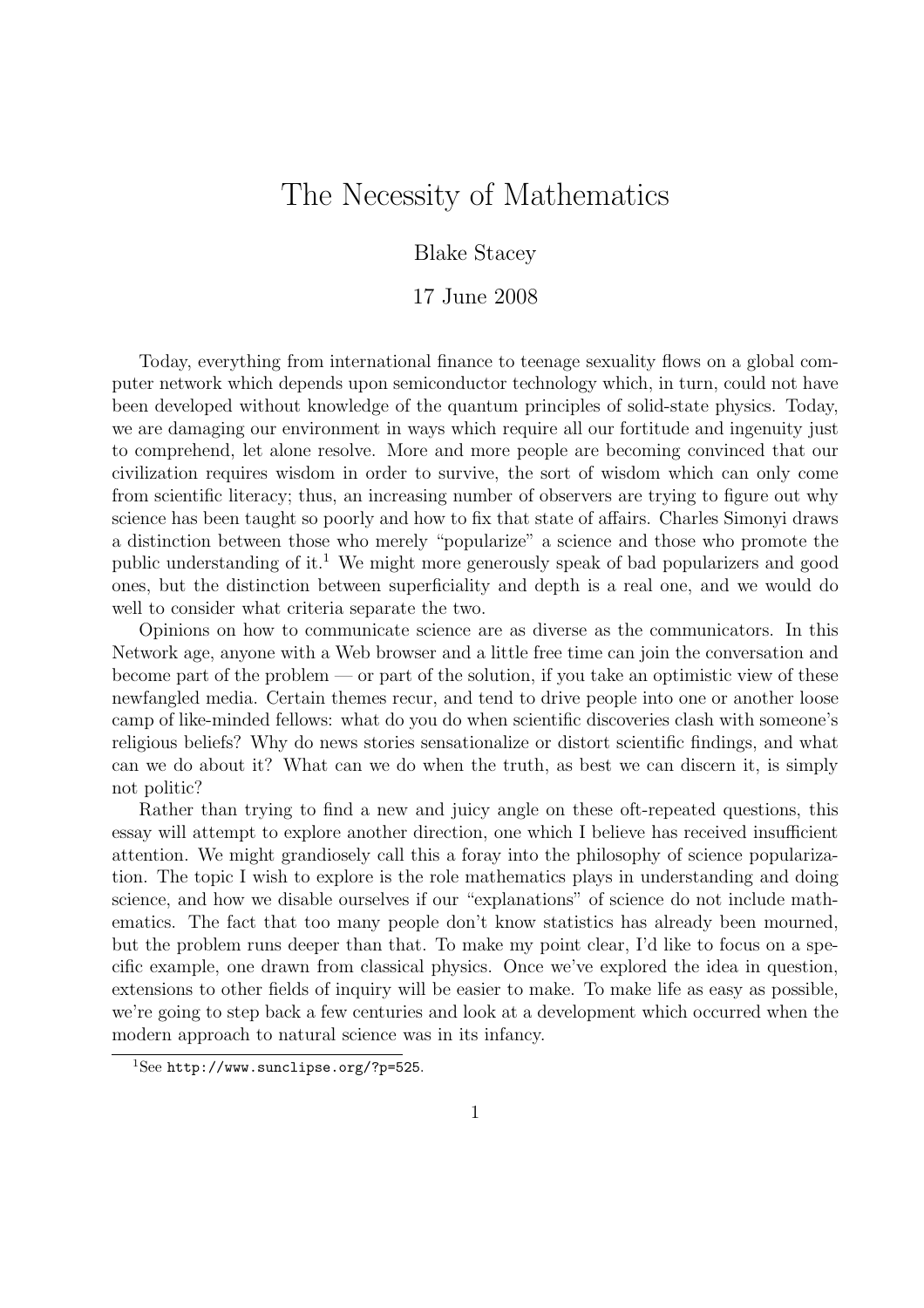# The Necessity of Mathematics

Blake Stacey

17 June 2008

Today, everything from international finance to teenage sexuality flows on a global computer network which depends upon semiconductor technology which, in turn, could not have been developed without knowledge of the quantum principles of solid-state physics. Today, we are damaging our environment in ways which require all our fortitude and ingenuity just to comprehend, let alone resolve. More and more people are becoming convinced that our civilization requires wisdom in order to survive, the sort of wisdom which can only come from scientific literacy; thus, an increasing number of observers are trying to figure out why science has been taught so poorly and how to fix that state of affairs. Charles Simonyi draws a distinction between those who merely "popularize" a science and those who promote the public understanding of it.[1] We might more generously speak of bad popularizers and good ones, but the distinction between superficiality and depth is a real one, and we would do well to consider what criteria separate the two.

Opinions on how to communicate science are as diverse as the communicators. In this Network age, anyone with a Web browser and a little free time can join the conversation and become part of the problem — or part of the solution, if you take an optimistic view of these newfangled media. Certain themes recur, and tend to drive people into one or another loose camp of like-minded fellows: what do you do when scientific discoveries clash with someone's religious beliefs? Why do news stories sensationalize or distort scientific findings, and what can we do about it? What can we do when the truth, as best we can discern it, is simply not politic?

Rather than trying to find a new and juicy angle on these oft-repeated questions, this essay will attempt to explore another direction, one which I believe has received insufficient attention. We might grandiosely call this a foray into the philosophy of science popularization. The topic I wish to explore is the role mathematics plays in understanding and doing science, and how we disable ourselves if our "explanations" of science do not include mathematics. The fact that too many people don't know statistics has already been mourned, but the problem runs deeper than that. To make my point clear, I'd like to focus on a specific example, one drawn from classical physics. Once we've explored the idea in question, extensions to other fields of inquiry will be easier to make. To make life as easy as possible, we're going to step back a few centuries and look at a development which occurred when the modern approach to natural science was in its infancy.

[1] See http://www.sunclipse.org/?p=525.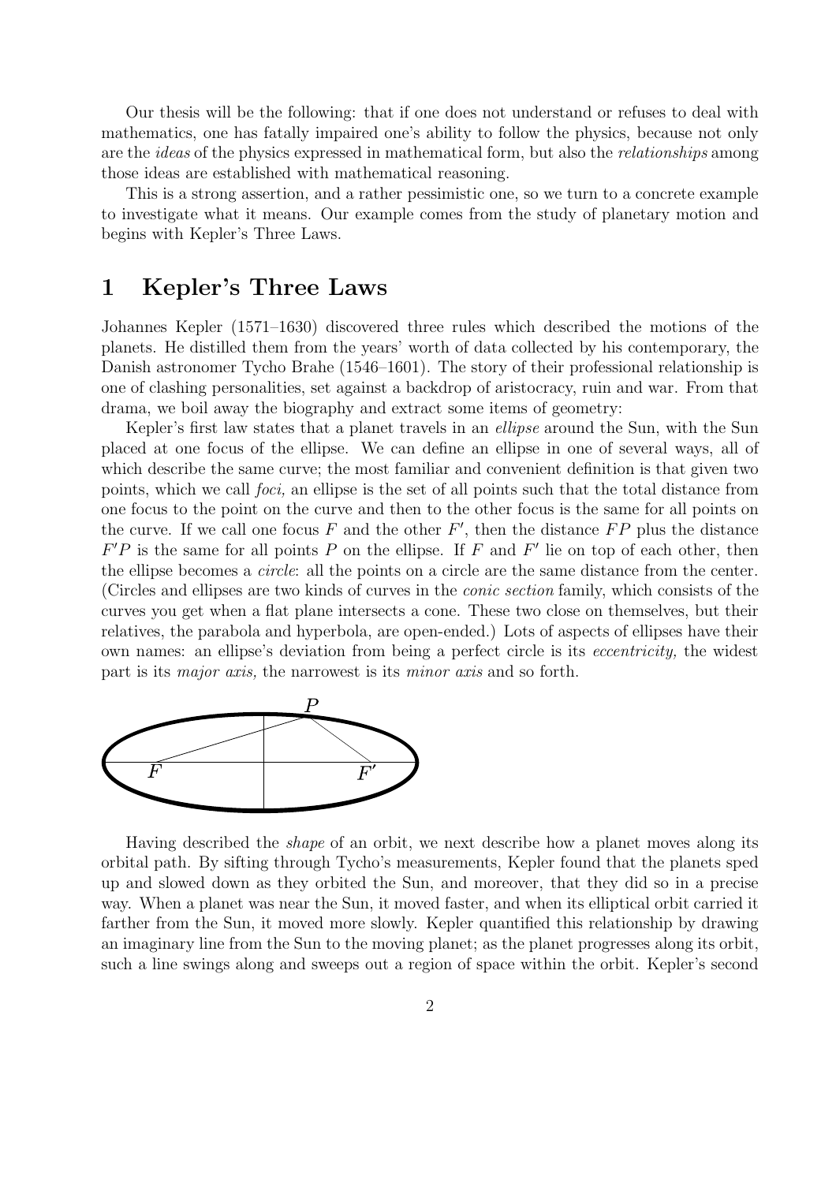Our thesis will be the following: that if one does not understand or refuses to deal with mathematics, one has fatally impaired one's ability to follow the physics, because not only are the *ideas* of the physics expressed in mathematical form, but also the *relationships* among those ideas are established with mathematical reasoning.

This is a strong assertion, and a rather pessimistic one, so we turn to a concrete example to investigate what it means. Our example comes from the study of planetary motion and begins with Kepler's Three Laws.

# 1 Kepler's Three Laws

Johannes Kepler (1571–1630) discovered three rules which described the motions of the planets. He distilled them from the years' worth of data collected by his contemporary, the Danish astronomer Tycho Brahe (1546–1601). The story of their professional relationship is one of clashing personalities, set against a backdrop of aristocracy, ruin and war. From that drama, we boil away the biography and extract some items of geometry:

Kepler's first law states that a planet travels in an *ellipse* around the Sun, with the Sun placed at one focus of the ellipse. We can define an ellipse in one of several ways, all of which describe the same curve; the most familiar and convenient definition is that given two points, which we call *foci,* an ellipse is the set of all points such that the total distance from one focus to the point on the curve and then to the other focus is the same for all points on the curve. If we call one focus $F$ and the other $F'$, then the distance $FP$ plus the distance $F'P$ is the same for all points $P$ on the ellipse. If $F$ and $F'$ lie on top of each other, then the ellipse becomes a *circle*: all the points on a circle are the same distance from the center. (Circles and ellipses are two kinds of curves in the *conic section* family, which consists of the curves you get when a flat plane intersects a cone. These two close on themselves, but their relatives, the parabola and hyperbola, are open-ended.) Lots of aspects of ellipses have their own names: an ellipse's deviation from being a perfect circle is its *eccentricity,* the widest part is its *major axis,* the narrowest is its *minor axis* and so forth.

Having described the *shape* of an orbit, we next describe how a planet moves along its orbital path. By sifting through Tycho's measurements, Kepler found that the planets sped up and slowed down as they orbited the Sun, and moreover, that they did so in a precise way. When a planet was near the Sun, it moved faster, and when its elliptical orbit carried it farther from the Sun, it moved more slowly. Kepler quantified this relationship by drawing an imaginary line from the Sun to the moving planet; as the planet progresses along its orbit, such a line swings along and sweeps out a region of space within the orbit. Kepler's second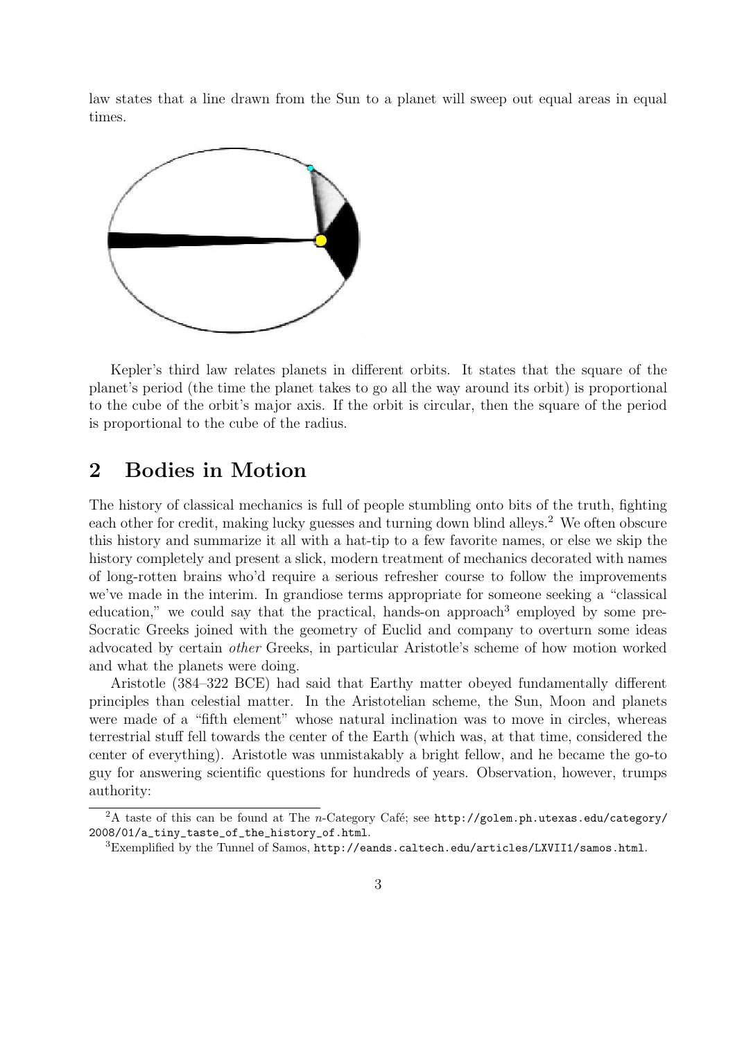law states that a line drawn from the Sun to a planet will sweep out equal areas in equal times.

Kepler's third law relates planets in different orbits. It states that the square of the planet's period (the time the planet takes to go all the way around its orbit) is proportional to the cube of the orbit's major axis. If the orbit is circular, then the square of the period is proportional to the cube of the radius.

## 2 Bodies in Motion

The history of classical mechanics is full of people stumbling onto bits of the truth, fighting each other for credit, making lucky guesses and turning down blind alleys.[2] We often obscure this history and summarize it all with a hat-tip to a few favorite names, or else we skip the history completely and present a slick, modern treatment of mechanics decorated with names of long-rotten brains who'd require a serious refresher course to follow the improvements we've made in the interim. In grandiose terms appropriate for someone seeking a "classical education," we could say that the practical, hands-on approach[3] employed by some pre-Socratic Greeks joined with the geometry of Euclid and company to overturn some ideas advocated by certain *other* Greeks, in particular Aristotle's scheme of how motion worked and what the planets were doing.

Aristotle (384–322 BCE) had said that Earthy matter obeyed fundamentally different principles than celestial matter. In the Aristotelian scheme, the Sun, Moon and planets were made of a "fifth element" whose natural inclination was to move in circles, whereas terrestrial stuff fell towards the center of the Earth (which was, at that time, considered the center of everything). Aristotle was unmistakably a bright fellow, and he became the go-to guy for answering scientific questions for hundreds of years. Observation, however, trumps authority:

[2] A taste of this can be found at The $n$-Category Café; see `http://golem.ph.utexas.edu/category/2008/01/a_tiny_taste_of_the_history_of.html`.

[3] Exemplified by the Tunnel of Samos, `http://eands.caltech.edu/articles/LXVII1/samos.html`.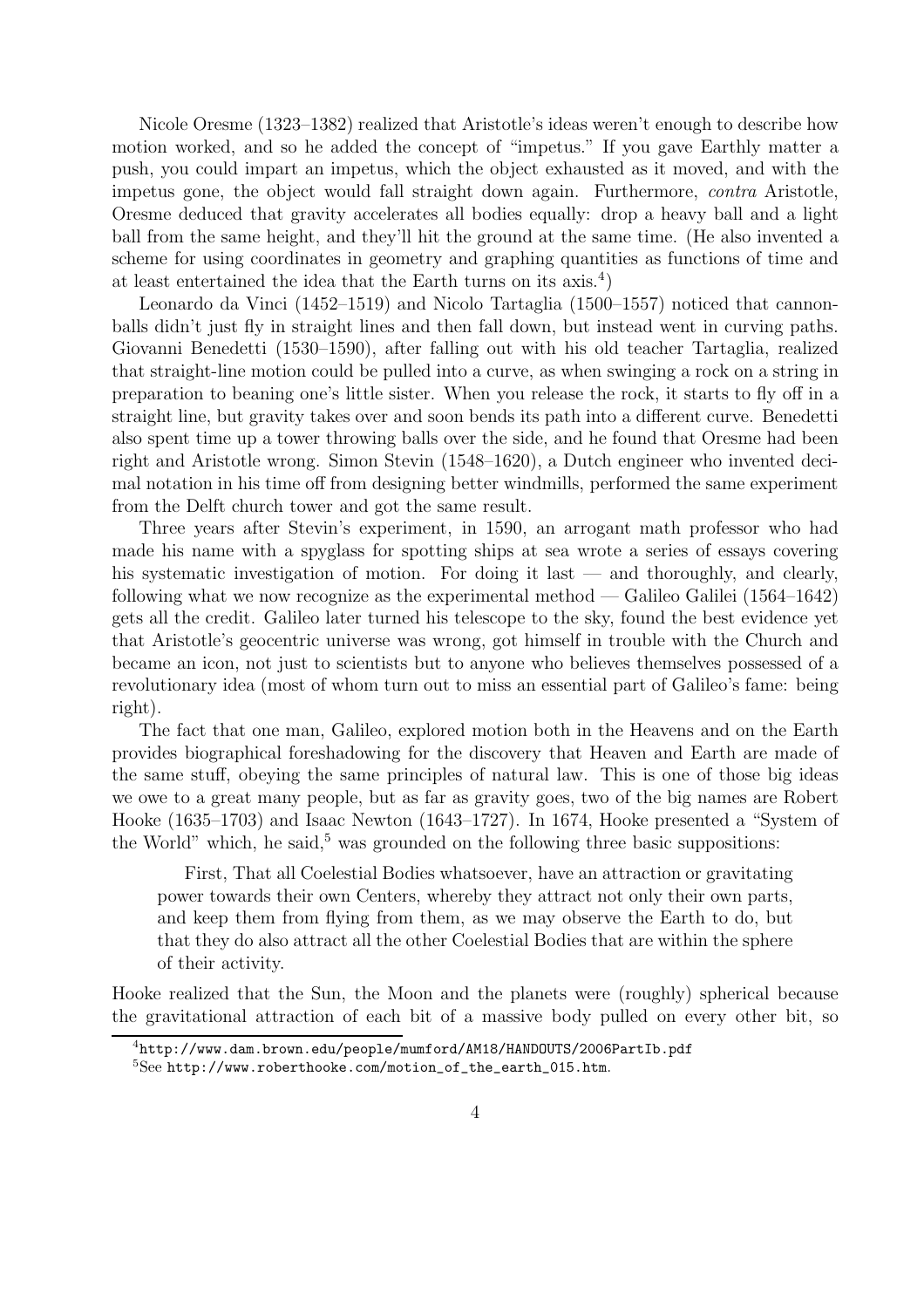Nicole Oresme (1323–1382) realized that Aristotle's ideas weren't enough to describe how motion worked, and so he added the concept of "impetus." If you gave Earthly matter a push, you could impart an impetus, which the object exhausted as it moved, and with the impetus gone, the object would fall straight down again. Furthermore, *contra* Aristotle, Oresme deduced that gravity accelerates all bodies equally: drop a heavy ball and a light ball from the same height, and they'll hit the ground at the same time. (He also invented a scheme for using coordinates in geometry and graphing quantities as functions of time and at least entertained the idea that the Earth turns on its axis.[4])

Leonardo da Vinci (1452–1519) and Nicolo Tartaglia (1500–1557) noticed that cannonballs didn't just fly in straight lines and then fall down, but instead went in curving paths. Giovanni Benedetti (1530–1590), after falling out with his old teacher Tartaglia, realized that straight-line motion could be pulled into a curve, as when swinging a rock on a string in preparation to beaning one's little sister. When you release the rock, it starts to fly off in a straight line, but gravity takes over and soon bends its path into a different curve. Benedetti also spent time up a tower throwing balls over the side, and he found that Oresme had been right and Aristotle wrong. Simon Stevin (1548–1620), a Dutch engineer who invented decimal notation in his time off from designing better windmills, performed the same experiment from the Delft church tower and got the same result.

Three years after Stevin's experiment, in 1590, an arrogant math professor who had made his name with a spyglass for spotting ships at sea wrote a series of essays covering his systematic investigation of motion. For doing it last — and thoroughly, and clearly, following what we now recognize as the experimental method — Galileo Galilei (1564–1642) gets all the credit. Galileo later turned his telescope to the sky, found the best evidence yet that Aristotle's geocentric universe was wrong, got himself in trouble with the Church and became an icon, not just to scientists but to anyone who believes themselves possessed of a revolutionary idea (most of whom turn out to miss an essential part of Galileo's fame: being right).

The fact that one man, Galileo, explored motion both in the Heavens and on the Earth provides biographical foreshadowing for the discovery that Heaven and Earth are made of the same stuff, obeying the same principles of natural law. This is one of those big ideas we owe to a great many people, but as far as gravity goes, two of the big names are Robert Hooke (1635–1703) and Isaac Newton (1643–1727). In 1674, Hooke presented a "System of the World" which, he said,[5] was grounded on the following three basic suppositions:

> First, That all Coelestial Bodies whatsoever, have an attraction or gravitating power towards their own Centers, whereby they attract not only their own parts, and keep them from flying from them, as we may observe the Earth to do, but that they do also attract all the other Coelestial Bodies that are within the sphere of their activity.

Hooke realized that the Sun, the Moon and the planets were (roughly) spherical because the gravitational attraction of each bit of a massive body pulled on every other bit, so

[4] `http://www.dam.brown.edu/people/mumford/AM18/HANDOUTS/2006PartIb.pdf`

[5] See `http://www.roberthooke.com/motion_of_the_earth_015.htm`.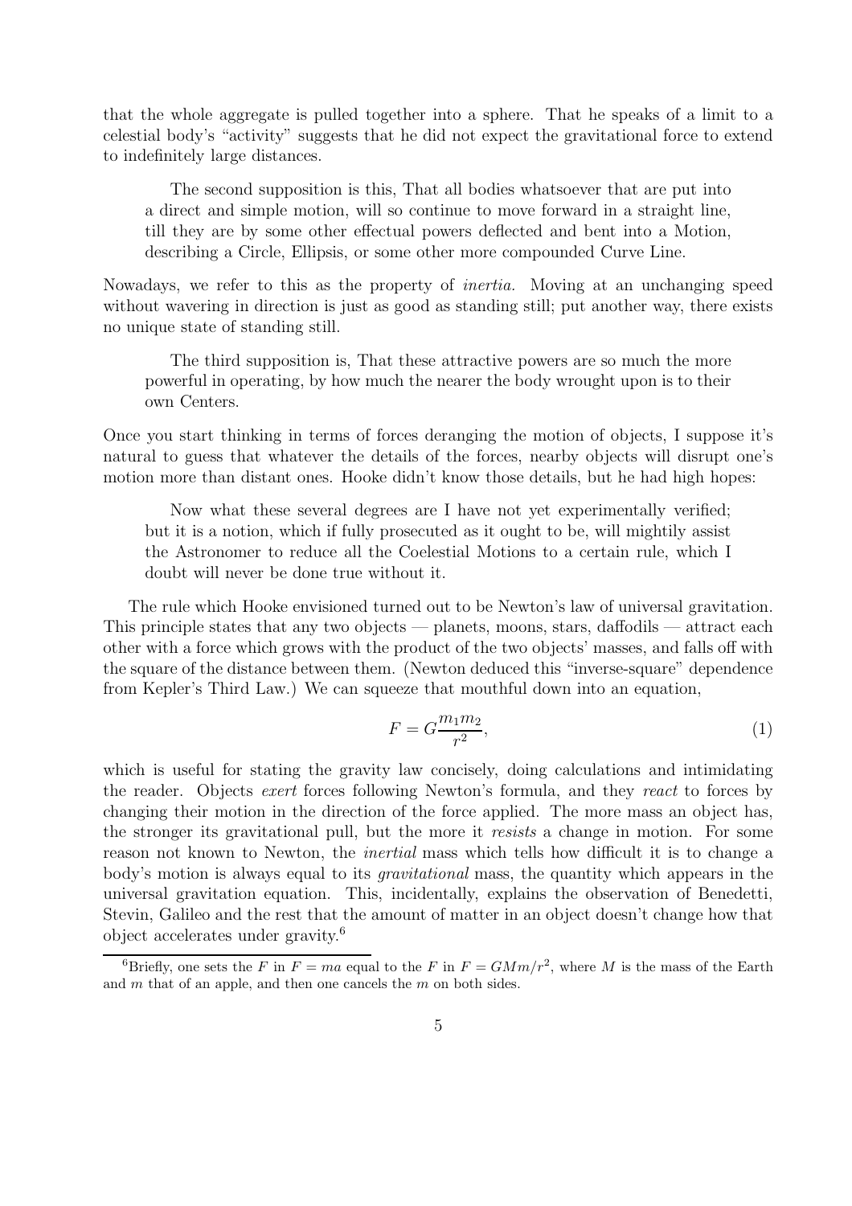that the whole aggregate is pulled together into a sphere. That he speaks of a limit to a celestial body's "activity" suggests that he did not expect the gravitational force to extend to indefinitely large distances.

> The second supposition is this, That all bodies whatsoever that are put into a direct and simple motion, will so continue to move forward in a straight line, till they are by some other effectual powers deflected and bent into a Motion, describing a Circle, Ellipsis, or some other more compounded Curve Line.

Nowadays, we refer to this as the property of *inertia.* Moving at an unchanging speed without wavering in direction is just as good as standing still; put another way, there exists no unique state of standing still.

> The third supposition is, That these attractive powers are so much the more powerful in operating, by how much the nearer the body wrought upon is to their own Centers.

Once you start thinking in terms of forces deranging the motion of objects, I suppose it's natural to guess that whatever the details of the forces, nearby objects will disrupt one's motion more than distant ones. Hooke didn't know those details, but he had high hopes:

> Now what these several degrees are I have not yet experimentally verified; but it is a notion, which if fully prosecuted as it ought to be, will mightily assist the Astronomer to reduce all the Coelestial Motions to a certain rule, which I doubt will never be done true without it.

The rule which Hooke envisioned turned out to be Newton's law of universal gravitation. This principle states that any two objects — planets, moons, stars, daffodils — attract each other with a force which grows with the product of the two objects' masses, and falls off with the square of the distance between them. (Newton deduced this "inverse-square" dependence from Kepler's Third Law.) We can squeeze that mouthful down into an equation,

$$F = G\frac{m_1 m_2}{r^2}, \tag{1}$$

which is useful for stating the gravity law concisely, doing calculations and intimidating the reader. Objects *exert* forces following Newton's formula, and they *react* to forces by changing their motion in the direction of the force applied. The more mass an object has, the stronger its gravitational pull, but the more it *resists* a change in motion. For some reason not known to Newton, the *inertial* mass which tells how difficult it is to change a body's motion is always equal to its *gravitational* mass, the quantity which appears in the universal gravitation equation. This, incidentally, explains the observation of Benedetti, Stevin, Galileo and the rest that the amount of matter in an object doesn't change how that object accelerates under gravity.[6]

[6] Briefly, one sets the $F$ in $F = ma$ equal to the $F$ in $F = GMm/r^2$, where $M$ is the mass of the Earth and $m$ that of an apple, and then one cancels the $m$ on both sides.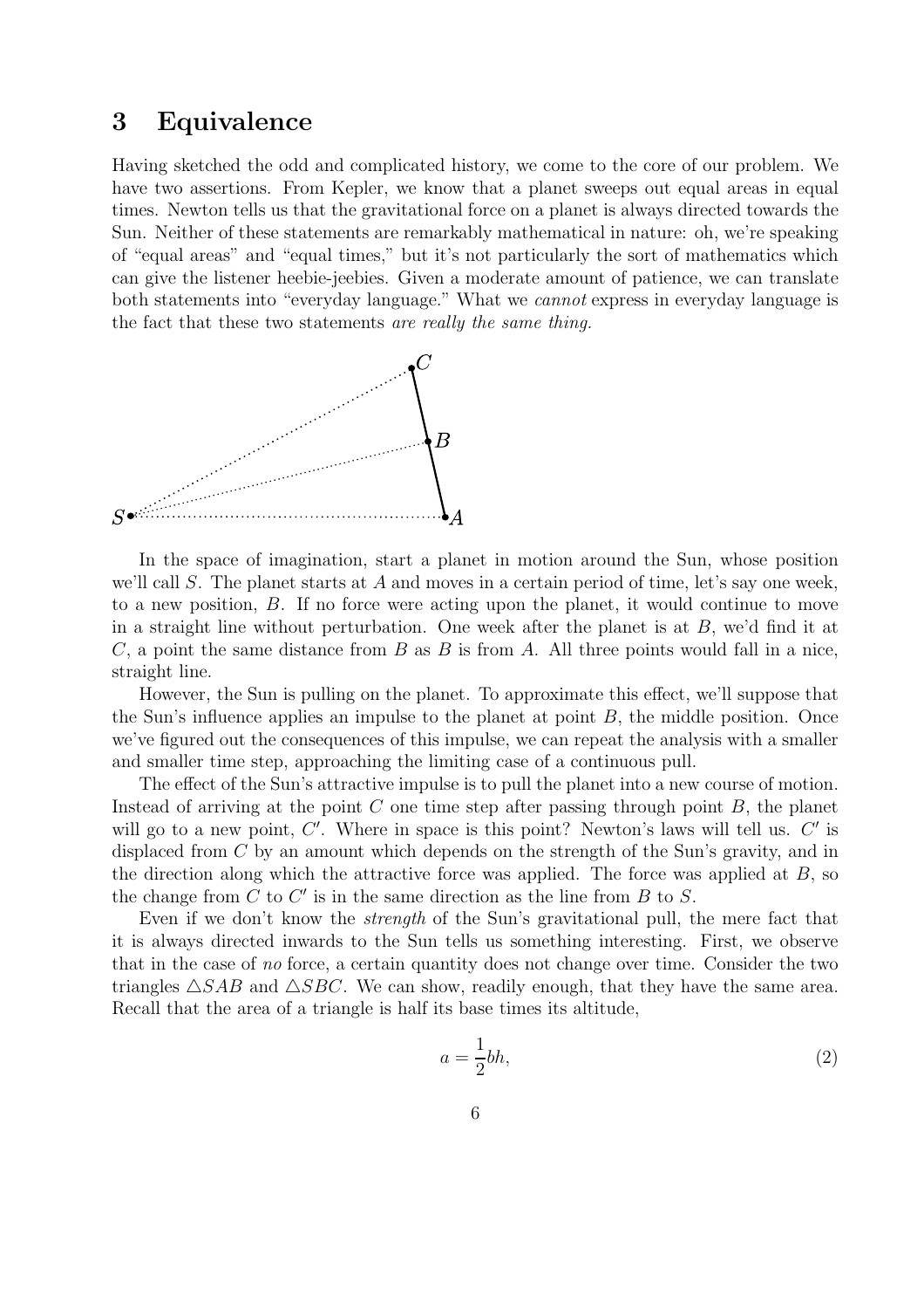# 3 Equivalence

Having sketched the odd and complicated history, we come to the core of our problem. We have two assertions. From Kepler, we know that a planet sweeps out equal areas in equal times. Newton tells us that the gravitational force on a planet is always directed towards the Sun. Neither of these statements are remarkably mathematical in nature: oh, we're speaking of "equal areas" and "equal times," but it's not particularly the sort of mathematics which can give the listener heebie-jeebies. Given a moderate amount of patience, we can translate both statements into "everyday language." What we *cannot* express in everyday language is the fact that these two statements *are really the same thing.*

In the space of imagination, start a planet in motion around the Sun, whose position we'll call $S$. The planet starts at $A$ and moves in a certain period of time, let's say one week, to a new position, $B$. If no force were acting upon the planet, it would continue to move in a straight line without perturbation. One week after the planet is at $B$, we'd find it at $C$, a point the same distance from $B$ as $B$ is from $A$. All three points would fall in a nice, straight line.

However, the Sun is pulling on the planet. To approximate this effect, we'll suppose that the Sun's influence applies an impulse to the planet at point $B$, the middle position. Once we've figured out the consequences of this impulse, we can repeat the analysis with a smaller and smaller time step, approaching the limiting case of a continuous pull.

The effect of the Sun's attractive impulse is to pull the planet into a new course of motion. Instead of arriving at the point $C$ one time step after passing through point $B$, the planet will go to a new point, $C'$. Where in space is this point? Newton's laws will tell us. $C'$ is displaced from $C$ by an amount which depends on the strength of the Sun's gravity, and in the direction along which the attractive force was applied. The force was applied at $B$, so the change from $C$ to $C'$ is in the same direction as the line from $B$ to $S$.

Even if we don't know the *strength* of the Sun's gravitational pull, the mere fact that it is always directed inwards to the Sun tells us something interesting. First, we observe that in the case of *no* force, a certain quantity does not change over time. Consider the two triangles $\triangle SAB$ and $\triangle SBC$. We can show, readily enough, that they have the same area. Recall that the area of a triangle is half its base times its altitude,

$$a = \frac{1}{2}bh, \tag{2}$$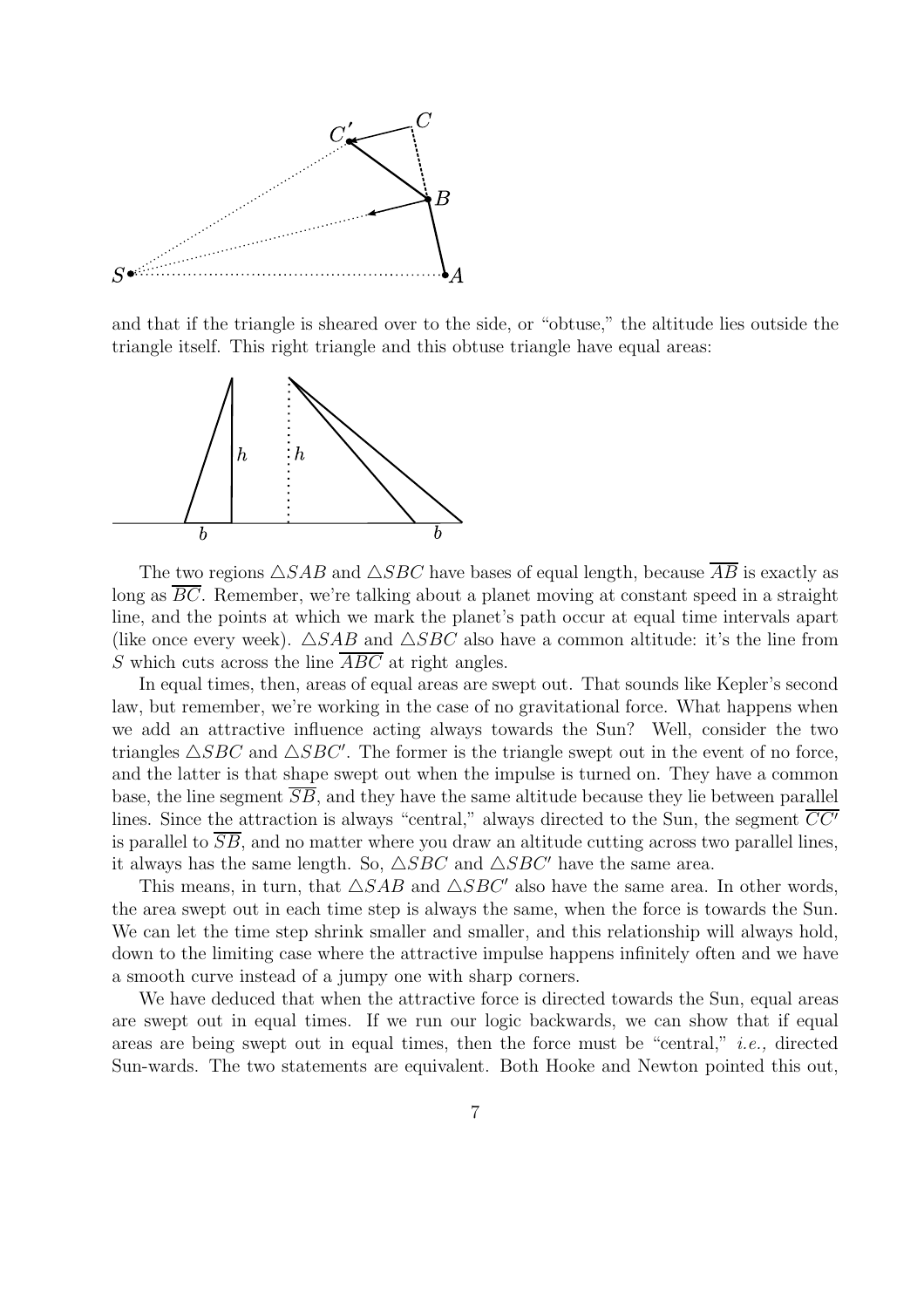and that if the triangle is sheared over to the side, or "obtuse," the altitude lies outside the triangle itself. This right triangle and this obtuse triangle have equal areas:

The two regions $\triangle SAB$ and $\triangle SBC$ have bases of equal length, because $\overline{AB}$ is exactly as long as $\overline{BC}$. Remember, we're talking about a planet moving at constant speed in a straight line, and the points at which we mark the planet's path occur at equal time intervals apart (like once every week). $\triangle SAB$ and $\triangle SBC$ also have a common altitude: it's the line from $S$ which cuts across the line $\overline{ABC}$ at right angles.

In equal times, then, areas of equal areas are swept out. That sounds like Kepler's second law, but remember, we're working in the case of no gravitational force. What happens when we add an attractive influence acting always towards the Sun? Well, consider the two triangles $\triangle SBC$ and $\triangle SBC'$. The former is the triangle swept out in the event of no force, and the latter is that shape swept out when the impulse is turned on. They have a common base, the line segment $\overline{SB}$, and they have the same altitude because they lie between parallel lines. Since the attraction is always "central," always directed to the Sun, the segment $\overline{CC'}$ is parallel to $\overline{SB}$, and no matter where you draw an altitude cutting across two parallel lines, it always has the same length. So, $\triangle SBC$ and $\triangle SBC'$ have the same area.

This means, in turn, that $\triangle SAB$ and $\triangle SBC'$ also have the same area. In other words, the area swept out in each time step is always the same, when the force is towards the Sun. We can let the time step shrink smaller and smaller, and this relationship will always hold, down to the limiting case where the attractive impulse happens infinitely often and we have a smooth curve instead of a jumpy one with sharp corners.

We have deduced that when the attractive force is directed towards the Sun, equal areas are swept out in equal times. If we run our logic backwards, we can show that if equal areas are being swept out in equal times, then the force must be "central," *i.e.,* directed Sun-wards. The two statements are equivalent. Both Hooke and Newton pointed this out,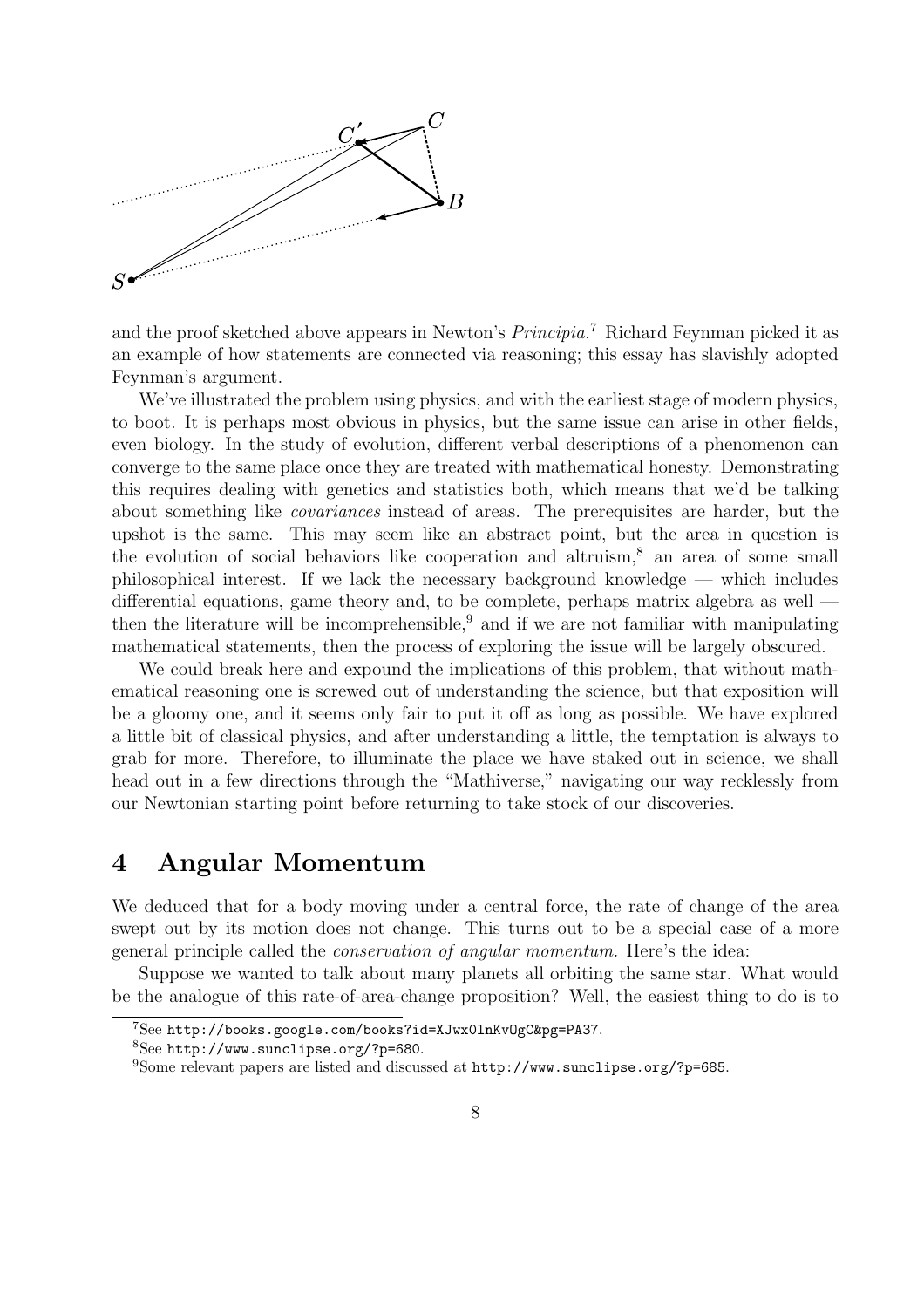and the proof sketched above appears in Newton's *Principia*.[7] Richard Feynman picked it as an example of how statements are connected via reasoning; this essay has slavishly adopted Feynman's argument.

We've illustrated the problem using physics, and with the earliest stage of modern physics, to boot. It is perhaps most obvious in physics, but the same issue can arise in other fields, even biology. In the study of evolution, different verbal descriptions of a phenomenon can converge to the same place once they are treated with mathematical honesty. Demonstrating this requires dealing with genetics and statistics both, which means that we'd be talking about something like *covariances* instead of areas. The prerequisites are harder, but the upshot is the same. This may seem like an abstract point, but the area in question is the evolution of social behaviors like cooperation and altruism,[8] an area of some small philosophical interest. If we lack the necessary background knowledge — which includes differential equations, game theory and, to be complete, perhaps matrix algebra as well — then the literature will be incomprehensible,[9] and if we are not familiar with manipulating mathematical statements, then the process of exploring the issue will be largely obscured.

We could break here and expound the implications of this problem, that without mathematical reasoning one is screwed out of understanding the science, but that exposition will be a gloomy one, and it seems only fair to put it off as long as possible. We have explored a little bit of classical physics, and after understanding a little, the temptation is always to grab for more. Therefore, to illuminate the place we have staked out in science, we shall head out in a few directions through the "Mathiverse," navigating our way recklessly from our Newtonian starting point before returning to take stock of our discoveries.

## 4 Angular Momentum

We deduced that for a body moving under a central force, the rate of change of the area swept out by its motion does not change. This turns out to be a special case of a more general principle called the *conservation of angular momentum.* Here's the idea:

Suppose we wanted to talk about many planets all orbiting the same star. What would be the analogue of this rate-of-area-change proposition? Well, the easiest thing to do is to

---

[7] See http://books.google.com/books?id=XJwx0lnKvOgC&pg=PA37.

[8] See http://www.sunclipse.org/?p=680.

[9] Some relevant papers are listed and discussed at http://www.sunclipse.org/?p=685.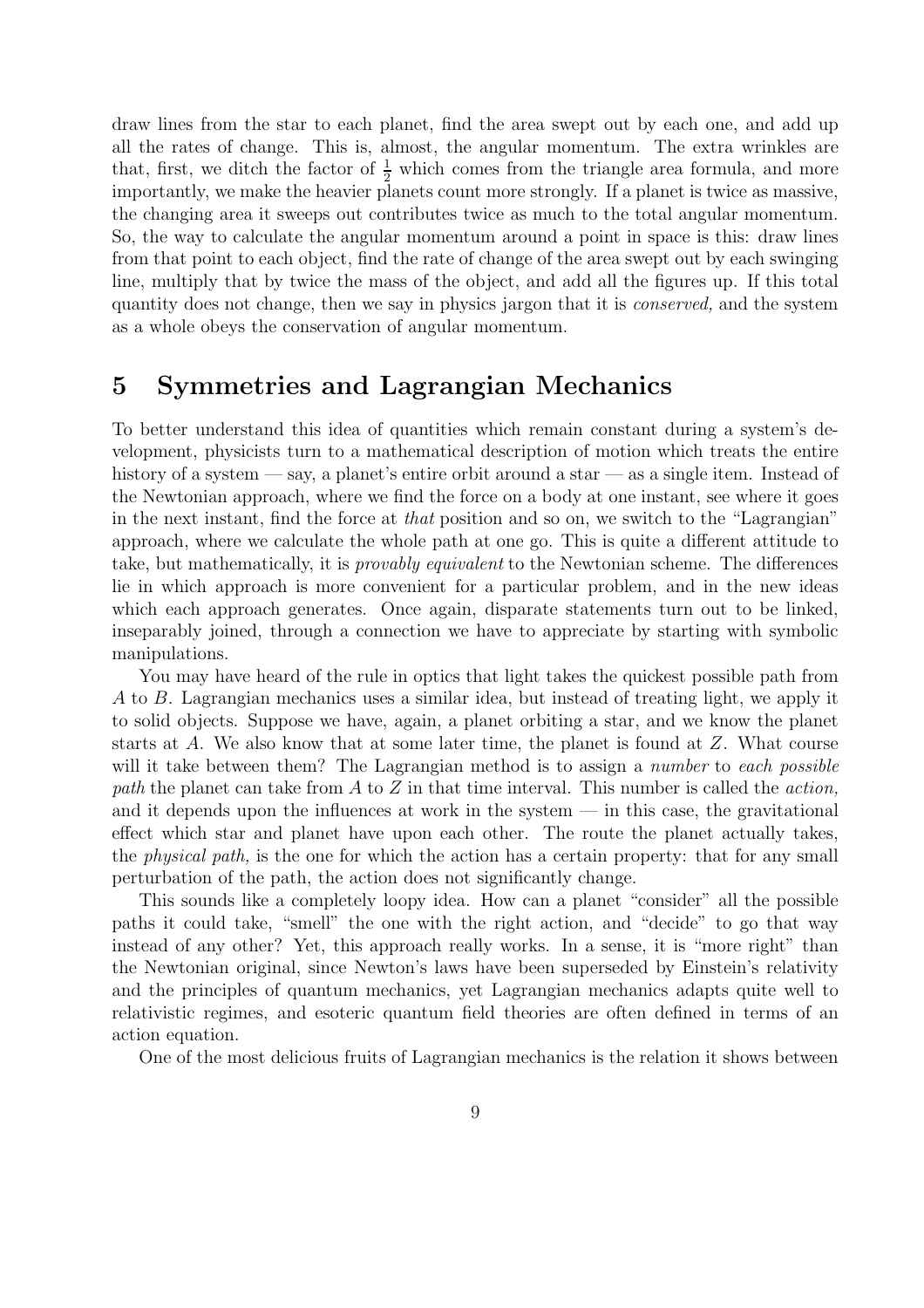draw lines from the star to each planet, find the area swept out by each one, and add up all the rates of change. This is, almost, the angular momentum. The extra wrinkles are that, first, we ditch the factor of $\frac{1}{2}$ which comes from the triangle area formula, and more importantly, we make the heavier planets count more strongly. If a planet is twice as massive, the changing area it sweeps out contributes twice as much to the total angular momentum. So, the way to calculate the angular momentum around a point in space is this: draw lines from that point to each object, find the rate of change of the area swept out by each swinging line, multiply that by twice the mass of the object, and add all the figures up. If this total quantity does not change, then we say in physics jargon that it is *conserved,* and the system as a whole obeys the conservation of angular momentum.

## 5 Symmetries and Lagrangian Mechanics

To better understand this idea of quantities which remain constant during a system's development, physicists turn to a mathematical description of motion which treats the entire history of a system — say, a planet's entire orbit around a star — as a single item. Instead of the Newtonian approach, where we find the force on a body at one instant, see where it goes in the next instant, find the force at *that* position and so on, we switch to the "Lagrangian" approach, where we calculate the whole path at one go. This is quite a different attitude to take, but mathematically, it is *provably equivalent* to the Newtonian scheme. The differences lie in which approach is more convenient for a particular problem, and in the new ideas which each approach generates. Once again, disparate statements turn out to be linked, inseparably joined, through a connection we have to appreciate by starting with symbolic manipulations.

You may have heard of the rule in optics that light takes the quickest possible path from $A$ to $B$. Lagrangian mechanics uses a similar idea, but instead of treating light, we apply it to solid objects. Suppose we have, again, a planet orbiting a star, and we know the planet starts at $A$. We also know that at some later time, the planet is found at $Z$. What course will it take between them? The Lagrangian method is to assign a *number* to *each possible path* the planet can take from $A$ to $Z$ in that time interval. This number is called the *action,* and it depends upon the influences at work in the system — in this case, the gravitational effect which star and planet have upon each other. The route the planet actually takes, the *physical path,* is the one for which the action has a certain property: that for any small perturbation of the path, the action does not significantly change.

This sounds like a completely loopy idea. How can a planet "consider" all the possible paths it could take, "smell" the one with the right action, and "decide" to go that way instead of any other? Yet, this approach really works. In a sense, it is "more right" than the Newtonian original, since Newton's laws have been superseded by Einstein's relativity and the principles of quantum mechanics, yet Lagrangian mechanics adapts quite well to relativistic regimes, and esoteric quantum field theories are often defined in terms of an action equation.

One of the most delicious fruits of Lagrangian mechanics is the relation it shows between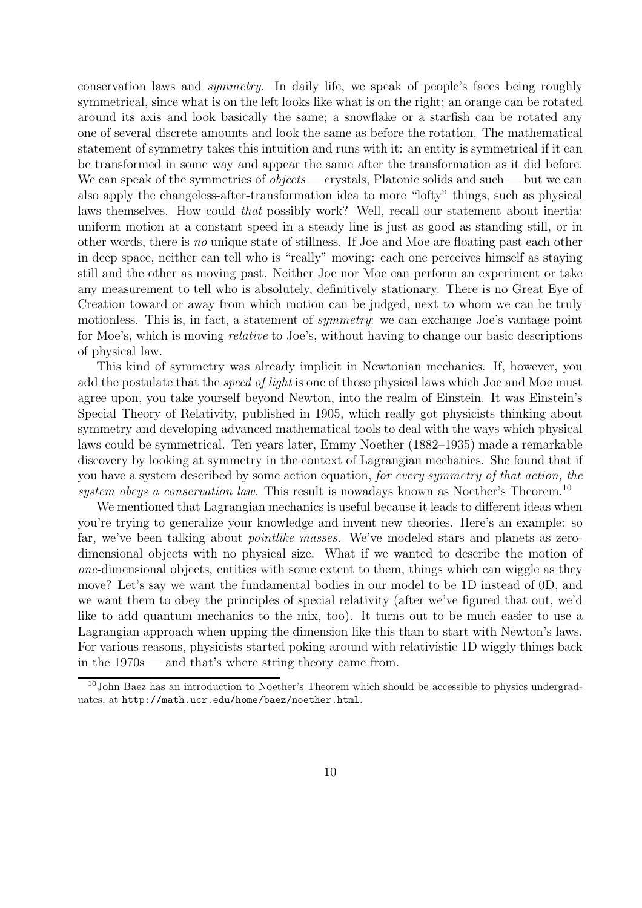conservation laws and *symmetry*. In daily life, we speak of people's faces being roughly symmetrical, since what is on the left looks like what is on the right; an orange can be rotated around its axis and look basically the same; a snowflake or a starfish can be rotated any one of several discrete amounts and look the same as before the rotation. The mathematical statement of symmetry takes this intuition and runs with it: an entity is symmetrical if it can be transformed in some way and appear the same after the transformation as it did before. We can speak of the symmetries of *objects* — crystals, Platonic solids and such — but we can also apply the changeless-after-transformation idea to more "lofty" things, such as physical laws themselves. How could *that* possibly work? Well, recall our statement about inertia: uniform motion at a constant speed in a steady line is just as good as standing still, or in other words, there is *no* unique state of stillness. If Joe and Moe are floating past each other in deep space, neither can tell who is "really" moving: each one perceives himself as staying still and the other as moving past. Neither Joe nor Moe can perform an experiment or take any measurement to tell who is absolutely, definitively stationary. There is no Great Eye of Creation toward or away from which motion can be judged, next to whom we can be truly motionless. This is, in fact, a statement of *symmetry*: we can exchange Joe's vantage point for Moe's, which is moving *relative* to Joe's, without having to change our basic descriptions of physical law.

This kind of symmetry was already implicit in Newtonian mechanics. If, however, you add the postulate that the *speed of light* is one of those physical laws which Joe and Moe must agree upon, you take yourself beyond Newton, into the realm of Einstein. It was Einstein's Special Theory of Relativity, published in 1905, which really got physicists thinking about symmetry and developing advanced mathematical tools to deal with the ways which physical laws could be symmetrical. Ten years later, Emmy Noether (1882–1935) made a remarkable discovery by looking at symmetry in the context of Lagrangian mechanics. She found that if you have a system described by some action equation, *for every symmetry of that action, the system obeys a conservation law.* This result is nowadays known as Noether's Theorem.[10]

We mentioned that Lagrangian mechanics is useful because it leads to different ideas when you're trying to generalize your knowledge and invent new theories. Here's an example: so far, we've been talking about *pointlike masses*. We've modeled stars and planets as zero-dimensional objects with no physical size. What if we wanted to describe the motion of *one*-dimensional objects, entities with some extent to them, things which can wiggle as they move? Let's say we want the fundamental bodies in our model to be 1D instead of 0D, and we want them to obey the principles of special relativity (after we've figured that out, we'd like to add quantum mechanics to the mix, too). It turns out to be much easier to use a Lagrangian approach when upping the dimension like this than to start with Newton's laws. For various reasons, physicists started poking around with relativistic 1D wiggly things back in the 1970s — and that's where string theory came from.

[10] John Baez has an introduction to Noether's Theorem which should be accessible to physics undergraduates, at `http://math.ucr.edu/home/baez/noether.html`.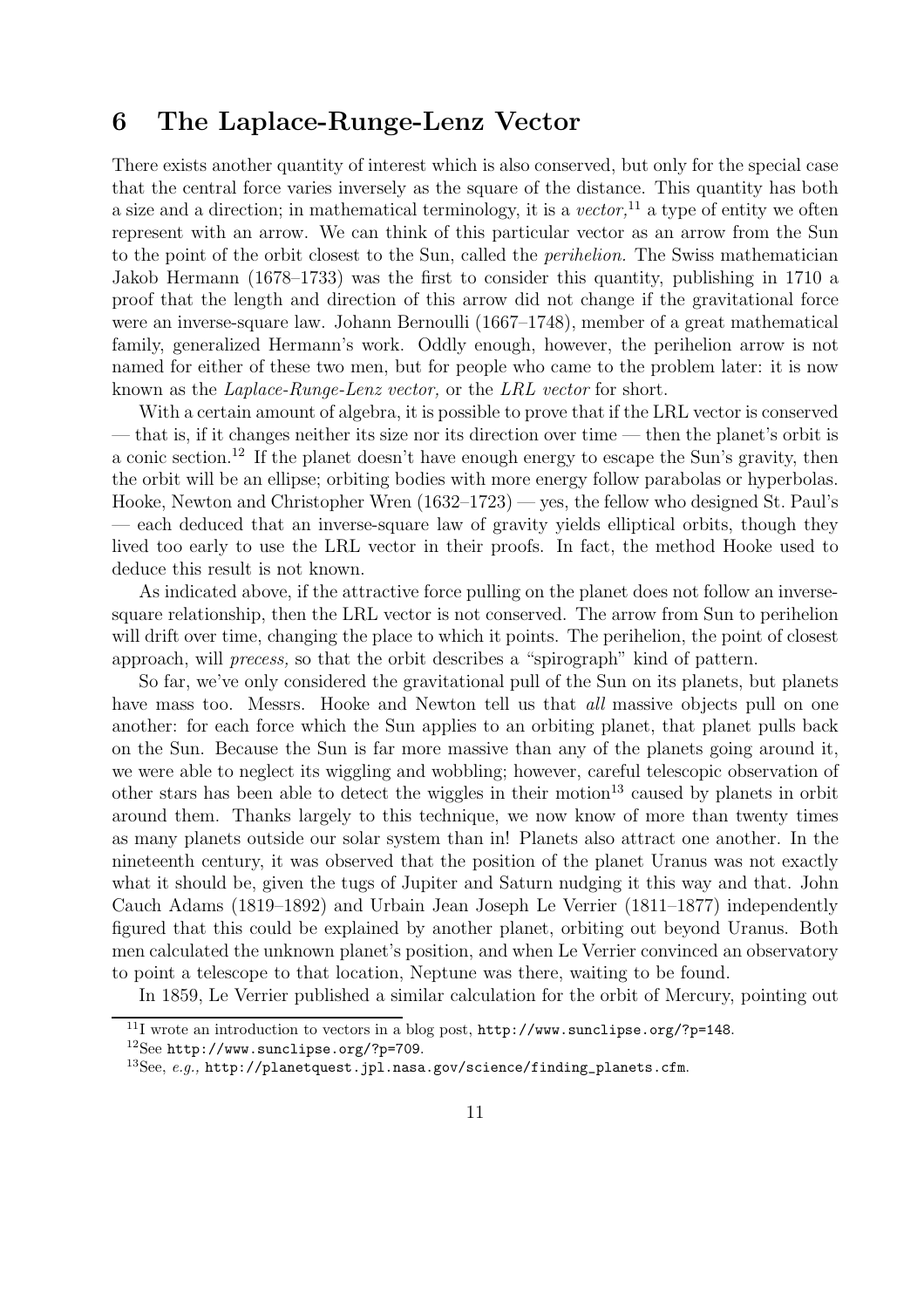## 6 The Laplace-Runge-Lenz Vector

There exists another quantity of interest which is also conserved, but only for the special case that the central force varies inversely as the square of the distance. This quantity has both a size and a direction; in mathematical terminology, it is a *vector,*[11] a type of entity we often represent with an arrow. We can think of this particular vector as an arrow from the Sun to the point of the orbit closest to the Sun, called the *perihelion.* The Swiss mathematician Jakob Hermann (1678–1733) was the first to consider this quantity, publishing in 1710 a proof that the length and direction of this arrow did not change if the gravitational force were an inverse-square law. Johann Bernoulli (1667–1748), member of a great mathematical family, generalized Hermann's work. Oddly enough, however, the perihelion arrow is not named for either of these two men, but for people who came to the problem later: it is now known as the *Laplace-Runge-Lenz vector,* or the *LRL vector* for short.

With a certain amount of algebra, it is possible to prove that if the LRL vector is conserved — that is, if it changes neither its size nor its direction over time — then the planet's orbit is a conic section.[12] If the planet doesn't have enough energy to escape the Sun's gravity, then the orbit will be an ellipse; orbiting bodies with more energy follow parabolas or hyperbolas. Hooke, Newton and Christopher Wren (1632–1723) — yes, the fellow who designed St. Paul's — each deduced that an inverse-square law of gravity yields elliptical orbits, though they lived too early to use the LRL vector in their proofs. In fact, the method Hooke used to deduce this result is not known.

As indicated above, if the attractive force pulling on the planet does not follow an inverse-square relationship, then the LRL vector is not conserved. The arrow from Sun to perihelion will drift over time, changing the place to which it points. The perihelion, the point of closest approach, will *precess,* so that the orbit describes a "spirograph" kind of pattern.

So far, we've only considered the gravitational pull of the Sun on its planets, but planets have mass too. Messrs. Hooke and Newton tell us that *all* massive objects pull on one another: for each force which the Sun applies to an orbiting planet, that planet pulls back on the Sun. Because the Sun is far more massive than any of the planets going around it, we were able to neglect its wiggling and wobbling; however, careful telescopic observation of other stars has been able to detect the wiggles in their motion[13] caused by planets in orbit around them. Thanks largely to this technique, we now know of more than twenty times as many planets outside our solar system than in! Planets also attract one another. In the nineteenth century, it was observed that the position of the planet Uranus was not exactly what it should be, given the tugs of Jupiter and Saturn nudging it this way and that. John Cauch Adams (1819–1892) and Urbain Jean Joseph Le Verrier (1811–1877) independently figured that this could be explained by another planet, orbiting out beyond Uranus. Both men calculated the unknown planet's position, and when Le Verrier convinced an observatory to point a telescope to that location, Neptune was there, waiting to be found.

In 1859, Le Verrier published a similar calculation for the orbit of Mercury, pointing out

---

[11] I wrote an introduction to vectors in a blog post, `http://www.sunclipse.org/?p=148`.

[12] See `http://www.sunclipse.org/?p=709`.

[13] See, *e.g.,* `http://planetquest.jpl.nasa.gov/science/finding_planets.cfm`.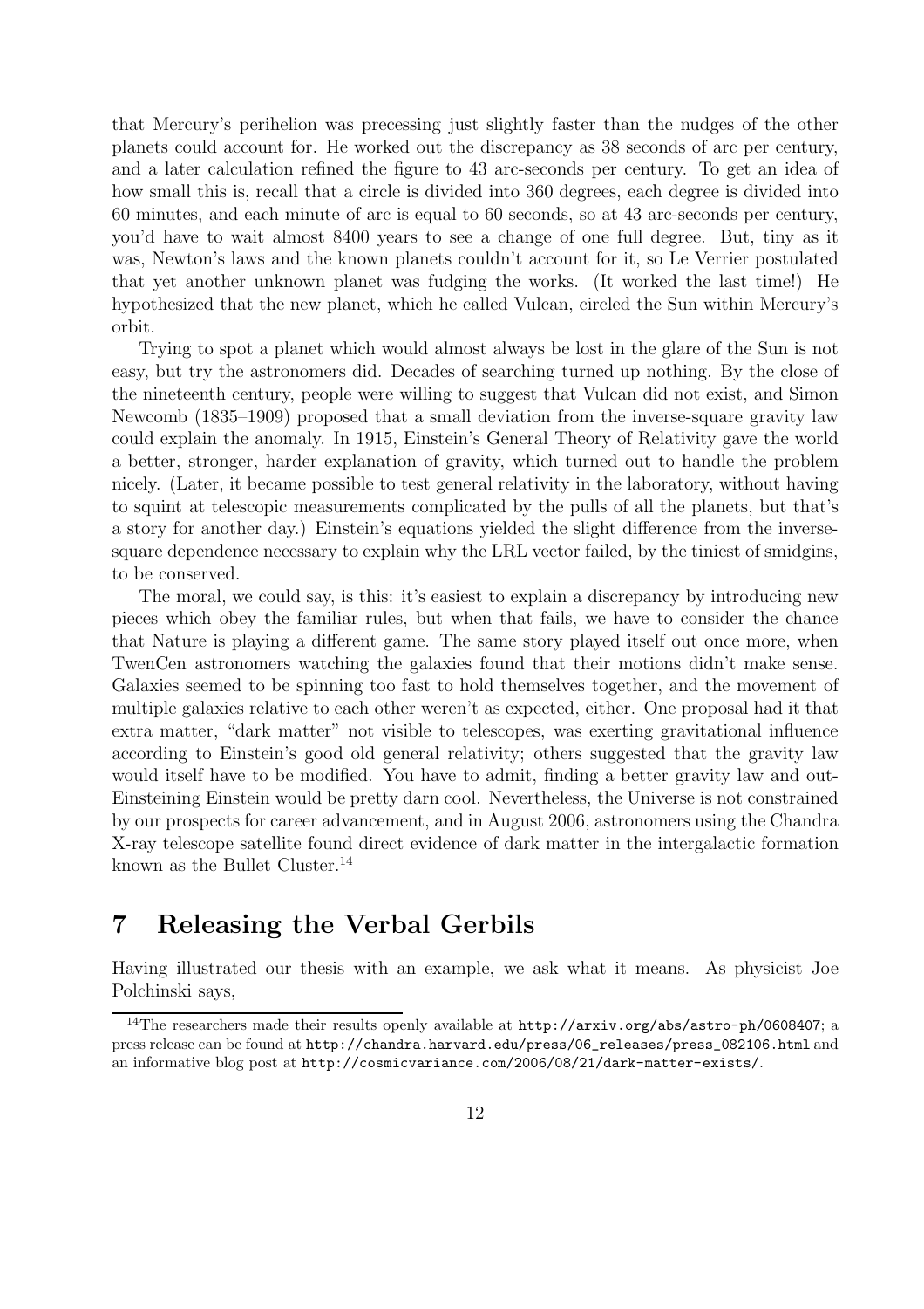that Mercury's perihelion was precessing just slightly faster than the nudges of the other planets could account for. He worked out the discrepancy as 38 seconds of arc per century, and a later calculation refined the figure to 43 arc-seconds per century. To get an idea of how small this is, recall that a circle is divided into 360 degrees, each degree is divided into 60 minutes, and each minute of arc is equal to 60 seconds, so at 43 arc-seconds per century, you'd have to wait almost 8400 years to see a change of one full degree. But, tiny as it was, Newton's laws and the known planets couldn't account for it, so Le Verrier postulated that yet another unknown planet was fudging the works. (It worked the last time!) He hypothesized that the new planet, which he called Vulcan, circled the Sun within Mercury's orbit.

Trying to spot a planet which would almost always be lost in the glare of the Sun is not easy, but try the astronomers did. Decades of searching turned up nothing. By the close of the nineteenth century, people were willing to suggest that Vulcan did not exist, and Simon Newcomb (1835–1909) proposed that a small deviation from the inverse-square gravity law could explain the anomaly. In 1915, Einstein's General Theory of Relativity gave the world a better, stronger, harder explanation of gravity, which turned out to handle the problem nicely. (Later, it became possible to test general relativity in the laboratory, without having to squint at telescopic measurements complicated by the pulls of all the planets, but that's a story for another day.) Einstein's equations yielded the slight difference from the inverse-square dependence necessary to explain why the LRL vector failed, by the tiniest of smidgins, to be conserved.

The moral, we could say, is this: it's easiest to explain a discrepancy by introducing new pieces which obey the familiar rules, but when that fails, we have to consider the chance that Nature is playing a different game. The same story played itself out once more, when TwenCen astronomers watching the galaxies found that their motions didn't make sense. Galaxies seemed to be spinning too fast to hold themselves together, and the movement of multiple galaxies relative to each other weren't as expected, either. One proposal had it that extra matter, "dark matter" not visible to telescopes, was exerting gravitational influence according to Einstein's good old general relativity; others suggested that the gravity law would itself have to be modified. You have to admit, finding a better gravity law and out-Einsteining Einstein would be pretty darn cool. Nevertheless, the Universe is not constrained by our prospects for career advancement, and in August 2006, astronomers using the Chandra X-ray telescope satellite found direct evidence of dark matter in the intergalactic formation known as the Bullet Cluster.[14]

# 7 Releasing the Verbal Gerbils

Having illustrated our thesis with an example, we ask what it means. As physicist Joe Polchinski says,

[14] The researchers made their results openly available at http://arxiv.org/abs/astro-ph/0608407; a press release can be found at http://chandra.harvard.edu/press/06_releases/press_082106.html and an informative blog post at http://cosmicvariance.com/2006/08/21/dark-matter-exists/.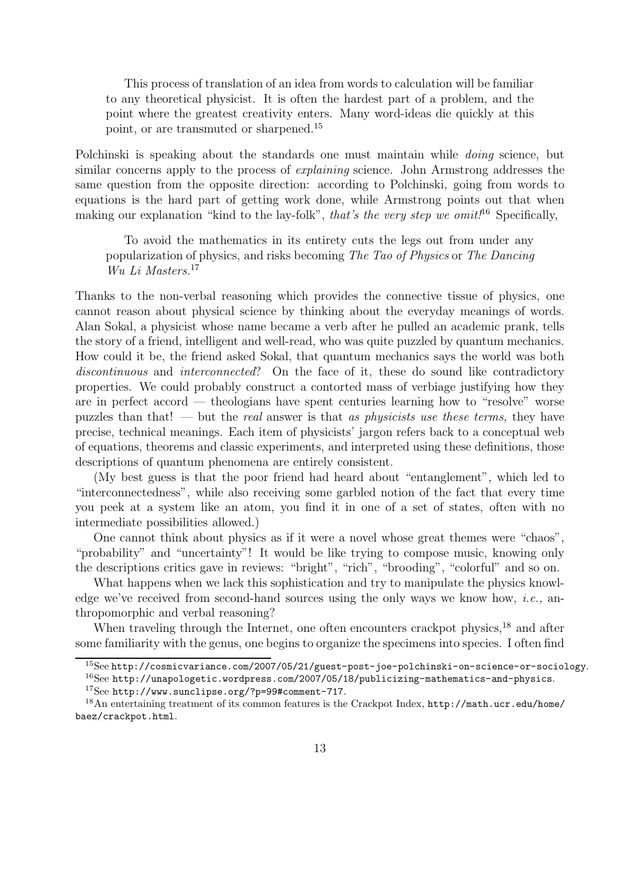> This process of translation of an idea from words to calculation will be familiar to any theoretical physicist. It is often the hardest part of a problem, and the point where the greatest creativity enters. Many word-ideas die quickly at this point, or are transmuted or sharpened.[15]

Polchinski is speaking about the standards one must maintain while *doing* science, but similar concerns apply to the process of *explaining* science. John Armstrong addresses the same question from the opposite direction: according to Polchinski, going from words to equations is the hard part of getting work done, while Armstrong points out that when making our explanation "kind to the lay-folk", *that's the very step we omit!*[16] Specifically,

> To avoid the mathematics in its entirety cuts the legs out from under any popularization of physics, and risks becoming *The Tao of Physics* or *The Dancing Wu Li Masters.*[17]

Thanks to the non-verbal reasoning which provides the connective tissue of physics, one cannot reason about physical science by thinking about the everyday meanings of words. Alan Sokal, a physicist whose name became a verb after he pulled an academic prank, tells the story of a friend, intelligent and well-read, who was quite puzzled by quantum mechanics. How could it be, the friend asked Sokal, that quantum mechanics says the world was both *discontinuous* and *interconnected*? On the face of it, these do sound like contradictory properties. We could probably construct a contorted mass of verbiage justifying how they are in perfect accord — theologians have spent centuries learning how to "resolve" worse puzzles than that! — but the *real* answer is that *as physicists use these terms,* they have precise, technical meanings. Each item of physicists' jargon refers back to a conceptual web of equations, theorems and classic experiments, and interpreted using these definitions, those descriptions of quantum phenomena are entirely consistent.

(My best guess is that the poor friend had heard about "entanglement", which led to "interconnectedness", while also receiving some garbled notion of the fact that every time you peek at a system like an atom, you find it in one of a set of states, often with no intermediate possibilities allowed.)

One cannot think about physics as if it were a novel whose great themes were "chaos", "probability" and "uncertainty"! It would be like trying to compose music, knowing only the descriptions critics gave in reviews: "bright", "rich", "brooding", "colorful" and so on.

What happens when we lack this sophistication and try to manipulate the physics knowledge we've received from second-hand sources using the only ways we know how, *i.e.,* anthropomorphic and verbal reasoning?

When traveling through the Internet, one often encounters crackpot physics,[18] and after some familiarity with the genus, one begins to organize the specimens into species. I often find

---

[15] See http://cosmicvariance.com/2007/05/21/guest-post-joe-polchinski-on-science-or-sociology.

[16] See http://unapologetic.wordpress.com/2007/05/18/publicizing-mathematics-and-physics.

[17] See http://www.sunclipse.org/?p=99#comment-717.

[18] An entertaining treatment of its common features is the Crackpot Index, http://math.ucr.edu/home/baez/crackpot.html.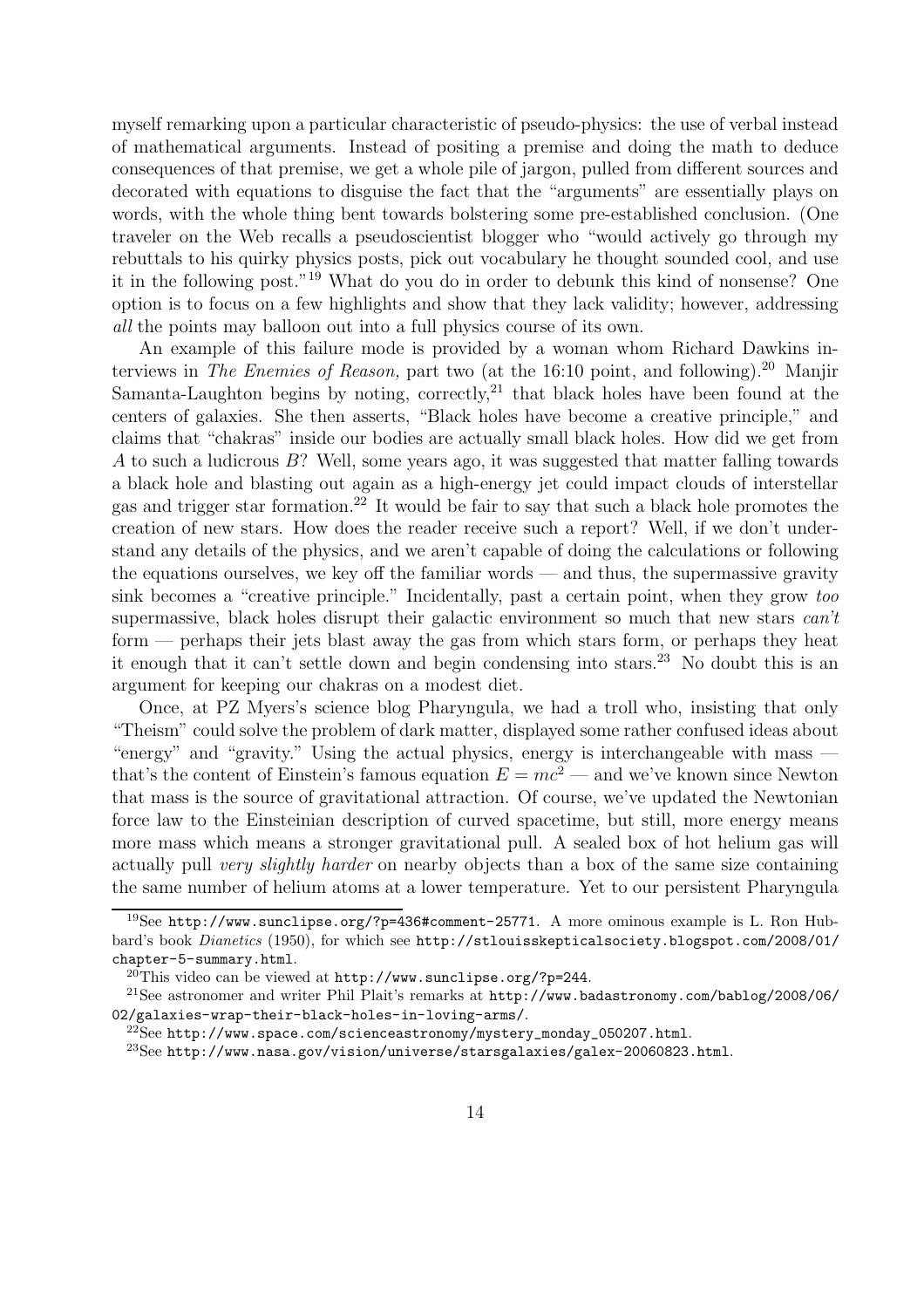myself remarking upon a particular characteristic of pseudo-physics: the use of verbal instead of mathematical arguments. Instead of positing a premise and doing the math to deduce consequences of that premise, we get a whole pile of jargon, pulled from different sources and decorated with equations to disguise the fact that the "arguments" are essentially plays on words, with the whole thing bent towards bolstering some pre-established conclusion. (One traveler on the Web recalls a pseudoscientist blogger who "would actively go through my rebuttals to his quirky physics posts, pick out vocabulary he thought sounded cool, and use it in the following post."[19] What do you do in order to debunk this kind of nonsense? One option is to focus on a few highlights and show that they lack validity; however, addressing *all* the points may balloon out into a full physics course of its own.

An example of this failure mode is provided by a woman whom Richard Dawkins interviews in *The Enemies of Reason,* part two (at the 16:10 point, and following).[20] Manjir Samanta-Laughton begins by noting, correctly,[21] that black holes have been found at the centers of galaxies. She then asserts, "Black holes have become a creative principle," and claims that "chakras" inside our bodies are actually small black holes. How did we get from $A$ to such a ludicrous $B$? Well, some years ago, it was suggested that matter falling towards a black hole and blasting out again as a high-energy jet could impact clouds of interstellar gas and trigger star formation.[22] It would be fair to say that such a black hole promotes the creation of new stars. How does the reader receive such a report? Well, if we don't understand any details of the physics, and we aren't capable of doing the calculations or following the equations ourselves, we key off the familiar words — and thus, the supermassive gravity sink becomes a "creative principle." Incidentally, past a certain point, when they grow *too* supermassive, black holes disrupt their galactic environment so much that new stars *can't* form — perhaps their jets blast away the gas from which stars form, or perhaps they heat it enough that it can't settle down and begin condensing into stars.[23] No doubt this is an argument for keeping our chakras on a modest diet.

Once, at PZ Myers's science blog Pharyngula, we had a troll who, insisting that only "Theism" could solve the problem of dark matter, displayed some rather confused ideas about "energy" and "gravity." Using the actual physics, energy is interchangeable with mass — that's the content of Einstein's famous equation $E = mc^2$ — and we've known since Newton that mass is the source of gravitational attraction. Of course, we've updated the Newtonian force law to the Einsteinian description of curved spacetime, but still, more energy means more mass which means a stronger gravitational pull. A sealed box of hot helium gas will actually pull *very slightly harder* on nearby objects than a box of the same size containing the same number of helium atoms at a lower temperature. Yet to our persistent Pharyngula

---

[19] See http://www.sunclipse.org/?p=436#comment-25771. A more ominous example is L. Ron Hubbard's book *Dianetics* (1950), for which see http://stlouisskepticalsociety.blogspot.com/2008/01/chapter-5-summary.html.

[20] This video can be viewed at http://www.sunclipse.org/?p=244.

[21] See astronomer and writer Phil Plait's remarks at http://www.badastronomy.com/bablog/2008/06/02/galaxies-wrap-their-black-holes-in-loving-arms/.

[22] See http://www.space.com/scienceastronomy/mystery_monday_050207.html.

[23] See http://www.nasa.gov/vision/universe/starsgalaxies/galex-20060823.html.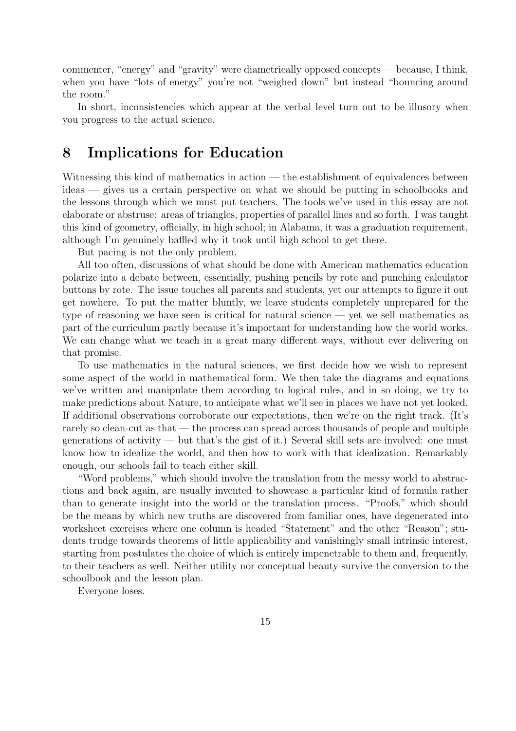commenter, "energy" and "gravity" were diametrically opposed concepts — because, I think, when you have "lots of energy" you're not "weighed down" but instead "bouncing around the room."

In short, inconsistencies which appear at the verbal level turn out to be illusory when you progress to the actual science.

## 8 Implications for Education

Witnessing this kind of mathematics in action — the establishment of equivalences between ideas — gives us a certain perspective on what we should be putting in schoolbooks and the lessons through which we must put teachers. The tools we've used in this essay are not elaborate or abstruse: areas of triangles, properties of parallel lines and so forth. I was taught this kind of geometry, officially, in high school; in Alabama, it was a graduation requirement, although I'm genuinely baffled why it took until high school to get there.

But pacing is not the only problem.

All too often, discussions of what should be done with American mathematics education polarize into a debate between, essentially, pushing pencils by rote and punching calculator buttons by rote. The issue touches all parents and students, yet our attempts to figure it out get nowhere. To put the matter bluntly, we leave students completely unprepared for the type of reasoning we have seen is critical for natural science — yet we sell mathematics as part of the curriculum partly because it's important for understanding how the world works. We can change what we teach in a great many different ways, without ever delivering on that promise.

To use mathematics in the natural sciences, we first decide how we wish to represent some aspect of the world in mathematical form. We then take the diagrams and equations we've written and manipulate them according to logical rules, and in so doing, we try to make predictions about Nature, to anticipate what we'll see in places we have not yet looked. If additional observations corroborate our expectations, then we're on the right track. (It's rarely so clean-cut as that — the process can spread across thousands of people and multiple generations of activity — but that's the gist of it.) Several skill sets are involved: one must know how to idealize the world, and then how to work with that idealization. Remarkably enough, our schools fail to teach either skill.

"Word problems," which should involve the translation from the messy world to abstractions and back again, are usually invented to showcase a particular kind of formula rather than to generate insight into the world or the translation process. "Proofs," which should be the means by which new truths are discovered from familiar ones, have degenerated into worksheet exercises where one column is headed "Statement" and the other "Reason"; students trudge towards theorems of little applicability and vanishingly small intrinsic interest, starting from postulates the choice of which is entirely impenetrable to them and, frequently, to their teachers as well. Neither utility nor conceptual beauty survive the conversion to the schoolbook and the lesson plan.

Everyone loses.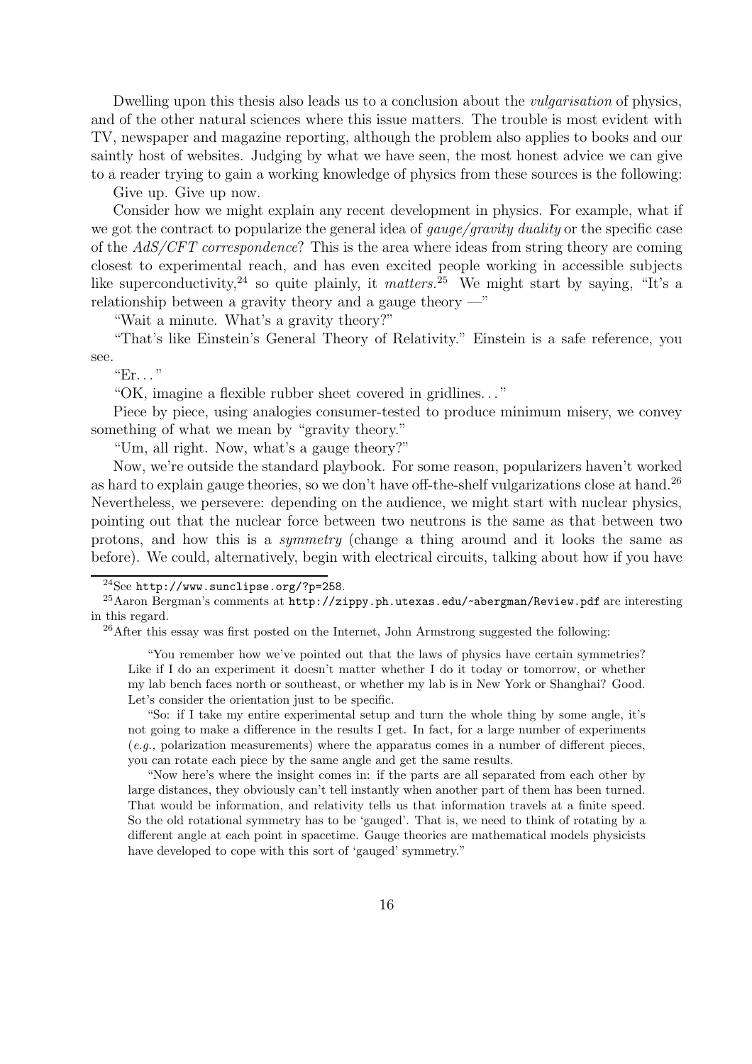Dwelling upon this thesis also leads us to a conclusion about the *vulgarisation* of physics, and of the other natural sciences where this issue matters. The trouble is most evident with TV, newspaper and magazine reporting, although the problem also applies to books and our saintly host of websites. Judging by what we have seen, the most honest advice we can give to a reader trying to gain a working knowledge of physics from these sources is the following:

Give up. Give up now.

Consider how we might explain any recent development in physics. For example, what if we got the contract to popularize the general idea of *gauge/gravity duality* or the specific case of the *AdS/CFT correspondence*? This is the area where ideas from string theory are coming closest to experimental reach, and has even excited people working in accessible subjects like superconductivity,[24] so quite plainly, it *matters*.[25] We might start by saying, "It's a relationship between a gravity theory and a gauge theory —"

"Wait a minute. What's a gravity theory?"

"That's like Einstein's General Theory of Relativity." Einstein is a safe reference, you see.

"Er. . . "

"OK, imagine a flexible rubber sheet covered in gridlines. . . "

Piece by piece, using analogies consumer-tested to produce minimum misery, we convey something of what we mean by "gravity theory."

"Um, all right. Now, what's a gauge theory?"

Now, we're outside the standard playbook. For some reason, popularizers haven't worked as hard to explain gauge theories, so we don't have off-the-shelf vulgarizations close at hand.[26] Nevertheless, we persevere: depending on the audience, we might start with nuclear physics, pointing out that the nuclear force between two neutrons is the same as that between two protons, and how this is a *symmetry* (change a thing around and it looks the same as before). We could, alternatively, begin with electrical circuits, talking about how if you have

---

[24] See `http://www.sunclipse.org/?p=258`.

[25] Aaron Bergman's comments at `http://zippy.ph.utexas.edu/~abergman/Review.pdf` are interesting in this regard.

[26] After this essay was first posted on the Internet, John Armstrong suggested the following:

> "You remember how we've pointed out that the laws of physics have certain symmetries? Like if I do an experiment it doesn't matter whether I do it today or tomorrow, or whether my lab bench faces north or southeast, or whether my lab is in New York or Shanghai? Good. Let's consider the orientation just to be specific.
>
> "So: if I take my entire experimental setup and turn the whole thing by some angle, it's not going to make a difference in the results I get. In fact, for a large number of experiments (*e.g.,* polarization measurements) where the apparatus comes in a number of different pieces, you can rotate each piece by the same angle and get the same results.
>
> "Now here's where the insight comes in: if the parts are all separated from each other by large distances, they obviously can't tell instantly when another part of them has been turned. That would be information, and relativity tells us that information travels at a finite speed. So the old rotational symmetry has to be 'gauged'. That is, we need to think of rotating by a different angle at each point in spacetime. Gauge theories are mathematical models physicists have developed to cope with this sort of 'gauged' symmetry."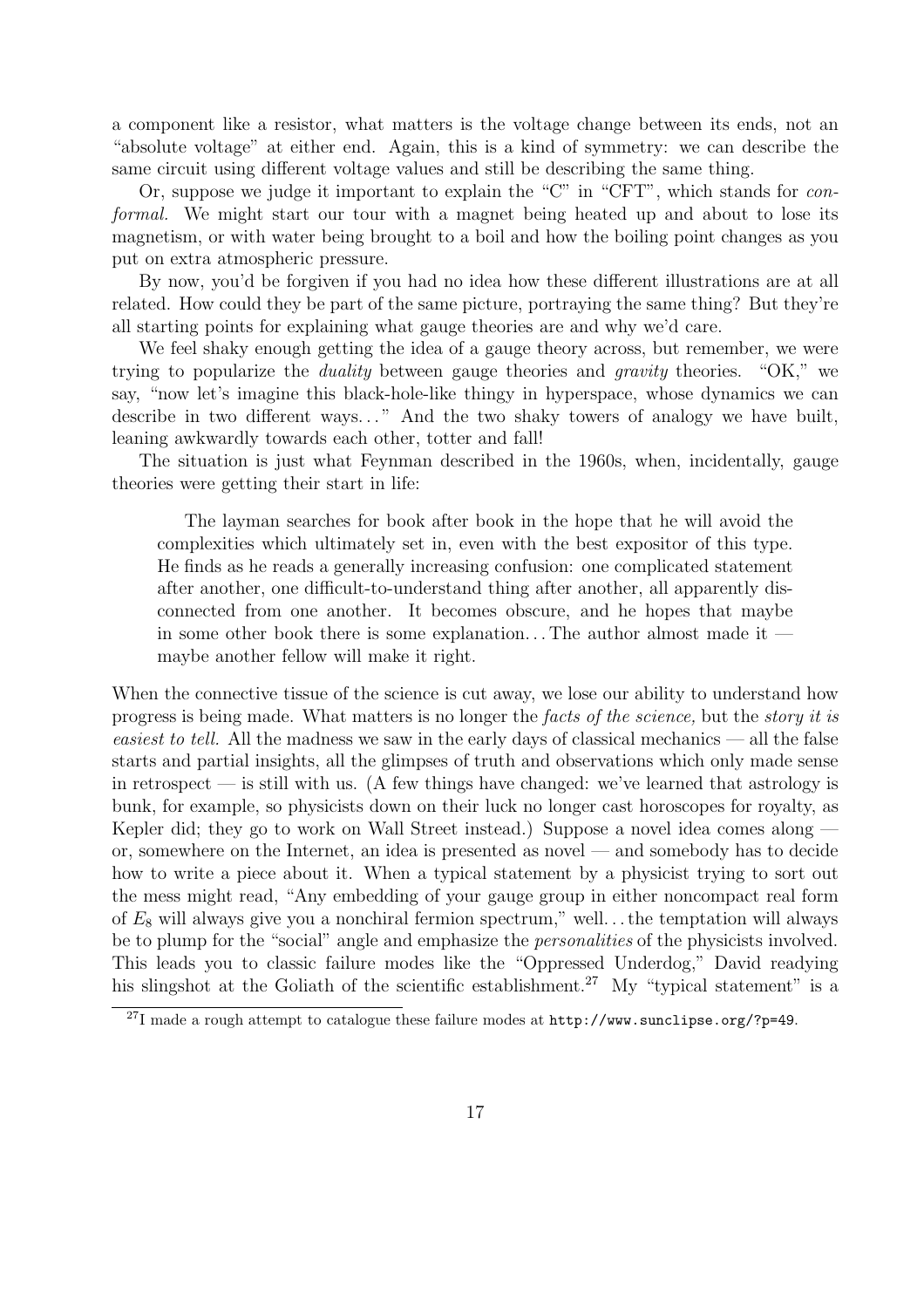a component like a resistor, what matters is the voltage change between its ends, not an "absolute voltage" at either end. Again, this is a kind of symmetry: we can describe the same circuit using different voltage values and still be describing the same thing.

Or, suppose we judge it important to explain the "C" in "CFT", which stands for *conformal.* We might start our tour with a magnet being heated up and about to lose its magnetism, or with water being brought to a boil and how the boiling point changes as you put on extra atmospheric pressure.

By now, you'd be forgiven if you had no idea how these different illustrations are at all related. How could they be part of the same picture, portraying the same thing? But they're all starting points for explaining what gauge theories are and why we'd care.

We feel shaky enough getting the idea of a gauge theory across, but remember, we were trying to popularize the *duality* between gauge theories and *gravity* theories. "OK," we say, "now let's imagine this black-hole-like thingy in hyperspace, whose dynamics we can describe in two different ways…" And the two shaky towers of analogy we have built, leaning awkwardly towards each other, totter and fall!

The situation is just what Feynman described in the 1960s, when, incidentally, gauge theories were getting their start in life:

> The layman searches for book after book in the hope that he will avoid the complexities which ultimately set in, even with the best expositor of this type. He finds as he reads a generally increasing confusion: one complicated statement after another, one difficult-to-understand thing after another, all apparently disconnected from one another. It becomes obscure, and he hopes that maybe in some other book there is some explanation… The author almost made it — maybe another fellow will make it right.

When the connective tissue of the science is cut away, we lose our ability to understand how progress is being made. What matters is no longer the *facts of the science,* but the *story it is easiest to tell.* All the madness we saw in the early days of classical mechanics — all the false starts and partial insights, all the glimpses of truth and observations which only made sense in retrospect — is still with us. (A few things have changed: we've learned that astrology is bunk, for example, so physicists down on their luck no longer cast horoscopes for royalty, as Kepler did; they go to work on Wall Street instead.) Suppose a novel idea comes along — or, somewhere on the Internet, an idea is presented as novel — and somebody has to decide how to write a piece about it. When a typical statement by a physicist trying to sort out the mess might read, "Any embedding of your gauge group in either noncompact real form of $E_8$ will always give you a nonchiral fermion spectrum," well… the temptation will always be to plump for the "social" angle and emphasize the *personalities* of the physicists involved. This leads you to classic failure modes like the "Oppressed Underdog," David readying his slingshot at the Goliath of the scientific establishment.[27] My "typical statement" is a

[27] I made a rough attempt to catalogue these failure modes at `http://www.sunclipse.org/?p=49`.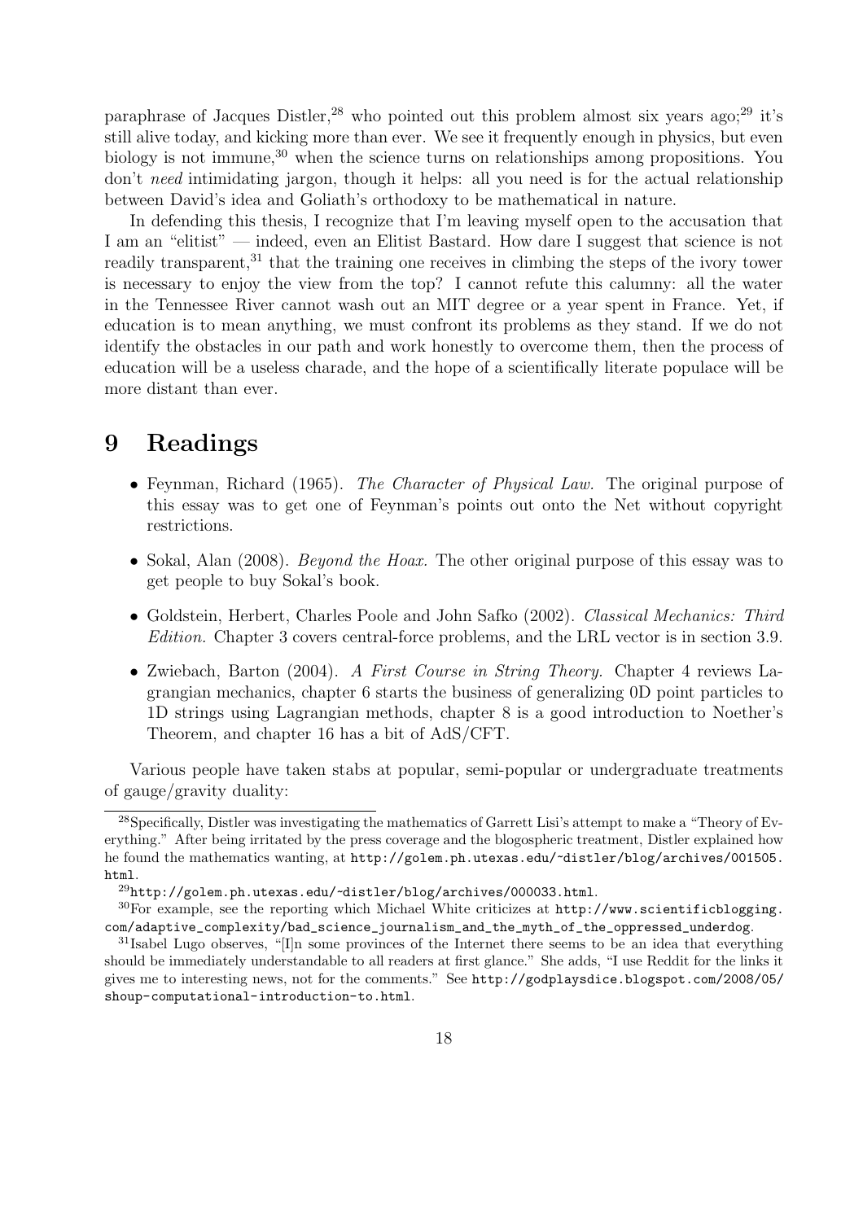paraphrase of Jacques Distler,[28] who pointed out this problem almost six years ago;[29] it's still alive today, and kicking more than ever. We see it frequently enough in physics, but even biology is not immune,[30] when the science turns on relationships among propositions. You don't *need* intimidating jargon, though it helps: all you need is for the actual relationship between David's idea and Goliath's orthodoxy to be mathematical in nature.

In defending this thesis, I recognize that I'm leaving myself open to the accusation that I am an "elitist" — indeed, even an Elitist Bastard. How dare I suggest that science is not readily transparent,[31] that the training one receives in climbing the steps of the ivory tower is necessary to enjoy the view from the top? I cannot refute this calumny: all the water in the Tennessee River cannot wash out an MIT degree or a year spent in France. Yet, if education is to mean anything, we must confront its problems as they stand. If we do not identify the obstacles in our path and work honestly to overcome them, then the process of education will be a useless charade, and the hope of a scientifically literate populace will be more distant than ever.

# 9 Readings

- Feynman, Richard (1965). *The Character of Physical Law.* The original purpose of this essay was to get one of Feynman's points out onto the Net without copyright restrictions.
- Sokal, Alan (2008). *Beyond the Hoax.* The other original purpose of this essay was to get people to buy Sokal's book.
- Goldstein, Herbert, Charles Poole and John Safko (2002). *Classical Mechanics: Third Edition.* Chapter 3 covers central-force problems, and the LRL vector is in section 3.9.
- Zwiebach, Barton (2004). *A First Course in String Theory.* Chapter 4 reviews Lagrangian mechanics, chapter 6 starts the business of generalizing 0D point particles to 1D strings using Lagrangian methods, chapter 8 is a good introduction to Noether's Theorem, and chapter 16 has a bit of AdS/CFT.

Various people have taken stabs at popular, semi-popular or undergraduate treatments of gauge/gravity duality:

---

[28] Specifically, Distler was investigating the mathematics of Garrett Lisi's attempt to make a "Theory of Everything." After being irritated by the press coverage and the blogospheric treatment, Distler explained how he found the mathematics wanting, at `http://golem.ph.utexas.edu/~distler/blog/archives/001505.html`.

[29] `http://golem.ph.utexas.edu/~distler/blog/archives/000033.html`.

[30] For example, see the reporting which Michael White criticizes at `http://www.scientificblogging.com/adaptive_complexity/bad_science_journalism_and_the_myth_of_the_oppressed_underdog`.

[31] Isabel Lugo observes, "[I]n some provinces of the Internet there seems to be an idea that everything should be immediately understandable to all readers at first glance." She adds, "I use Reddit for the links it gives me to interesting news, not for the comments." See `http://godplaysdice.blogspot.com/2008/05/shoup-computational-introduction-to.html`.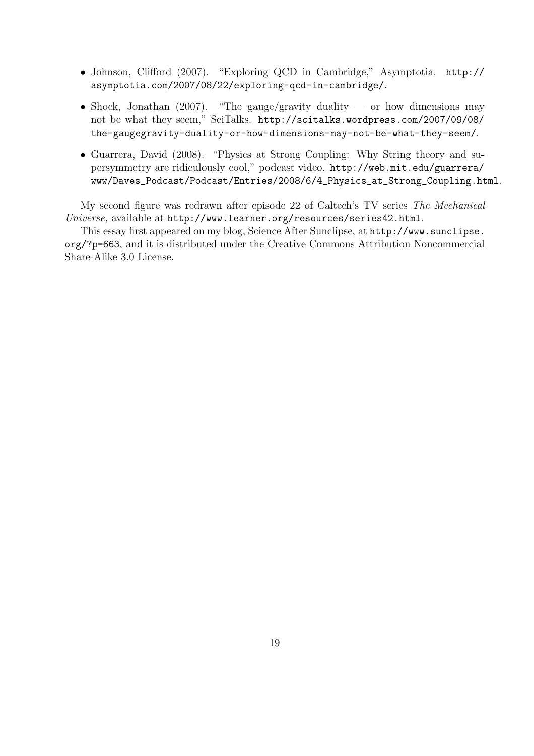- Johnson, Clifford (2007). "Exploring QCD in Cambridge," Asymptotia. http://asymptotia.com/2007/08/22/exploring-qcd-in-cambridge/.
- Shock, Jonathan (2007). "The gauge/gravity duality — or how dimensions may not be what they seem," SciTalks. http://scitalks.wordpress.com/2007/09/08/the-gaugegravity-duality-or-how-dimensions-may-not-be-what-they-seem/.
- Guarrera, David (2008). "Physics at Strong Coupling: Why String theory and supersymmetry are ridiculously cool," podcast video. http://web.mit.edu/guarrera/www/Daves_Podcast/Podcast/Entries/2008/6/4_Physics_at_Strong_Coupling.html.

My second figure was redrawn after episode 22 of Caltech's TV series *The Mechanical Universe,* available at http://www.learner.org/resources/series42.html.

This essay first appeared on my blog, Science After Sunclipse, at http://www.sunclipse.org/?p=663, and it is distributed under the Creative Commons Attribution Noncommercial Share-Alike 3.0 License.